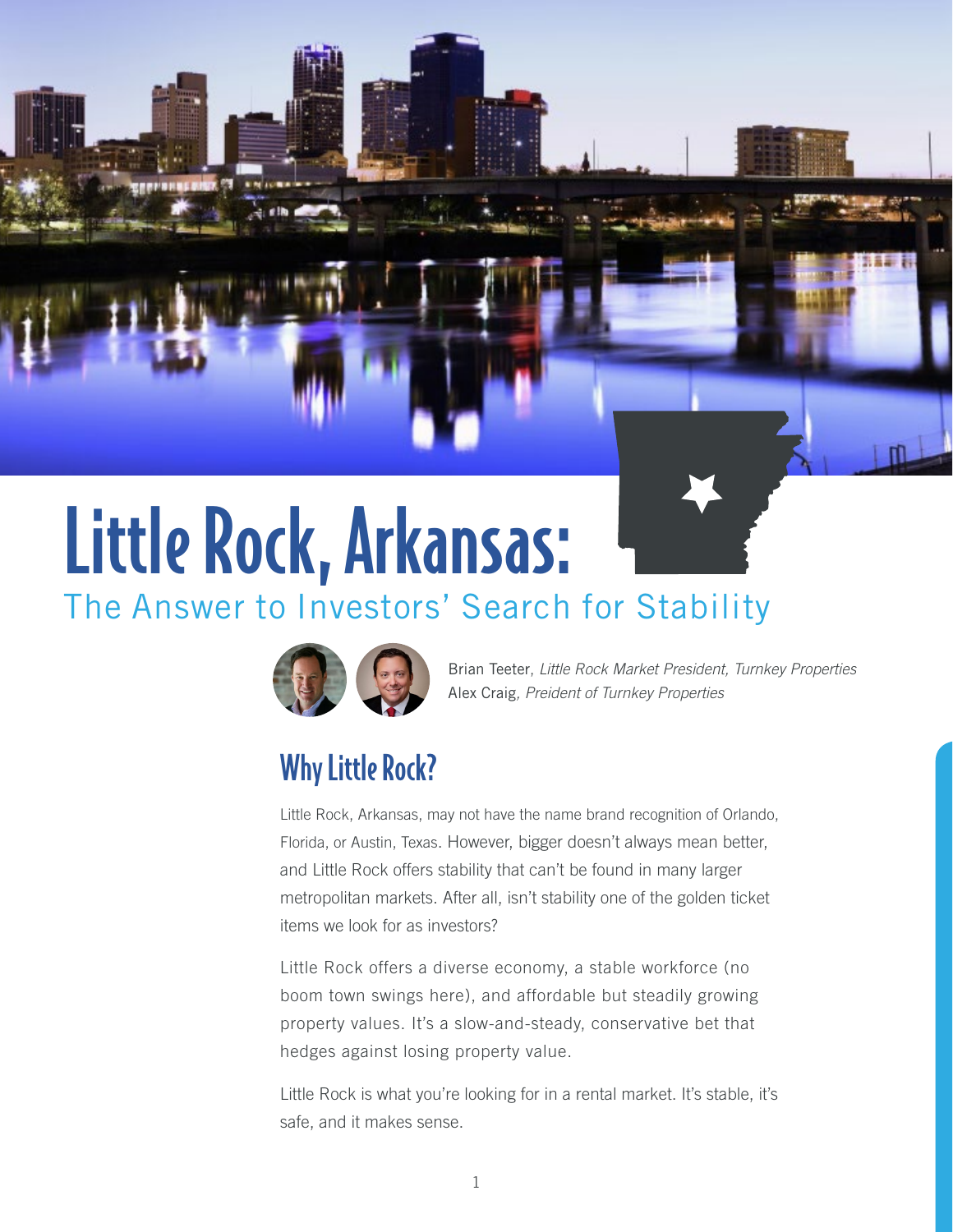# Little Rock, Arkansas:

## The Answer to Investors' Search for Stability

Brian Teeter, *Little Rock Market President, Turnkey Properties*
Alex Craig, *Preident of Turnkey Properties*

## Why Little Rock?

Little Rock, Arkansas, may not have the name brand recognition of Orlando, Florida, or Austin, Texas. However, bigger doesn't always mean better, and Little Rock offers stability that can't be found in many larger metropolitan markets. After all, isn't stability one of the golden ticket items we look for as investors?

Little Rock offers a diverse economy, a stable workforce (no boom town swings here), and affordable but steadily growing property values. It's a slow-and-steady, conservative bet that hedges against losing property value.

Little Rock is what you're looking for in a rental market. It's stable, it's safe, and it makes sense.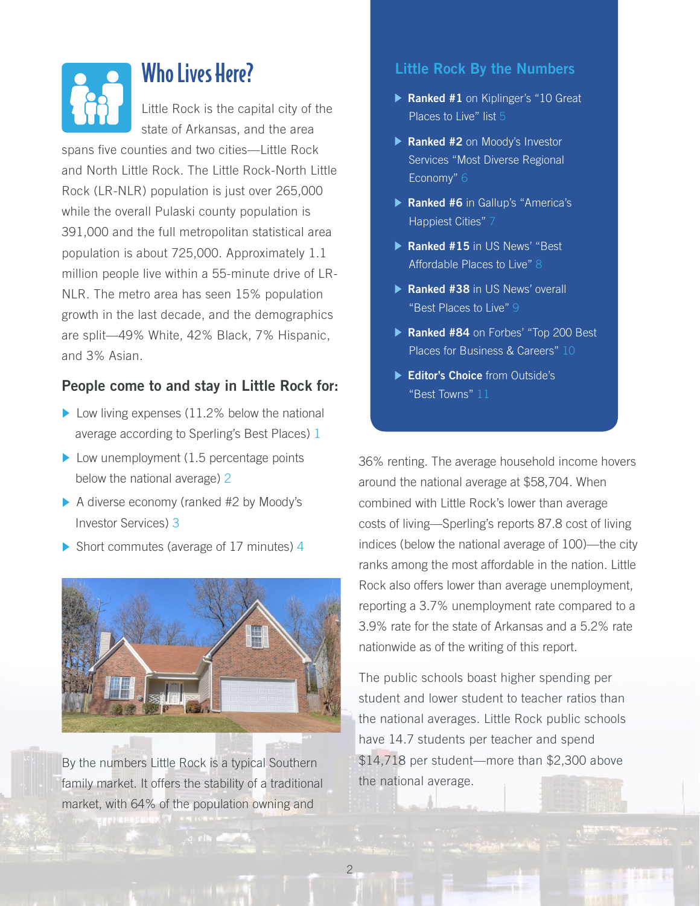## Who Lives Here?

Little Rock is the capital city of the state of Arkansas, and the area spans five counties and two cities—Little Rock and North Little Rock. The Little Rock-North Little Rock (LR-NLR) population is just over 265,000 while the overall Pulaski county population is 391,000 and the full metropolitan statistical area population is about 725,000. Approximately 1.1 million people live within a 55-minute drive of LR-NLR. The metro area has seen 15% population growth in the last decade, and the demographics are split—49% White, 42% Black, 7% Hispanic, and 3% Asian.

### People come to and stay in Little Rock for:

- Low living expenses (11.2% below the national average according to Sperling's Best Places) 1
- Low unemployment (1.5 percentage points below the national average) 2
- A diverse economy (ranked #2 by Moody's Investor Services) 3
- Short commutes (average of 17 minutes) 4

By the numbers Little Rock is a typical Southern family market. It offers the stability of a traditional market, with 64% of the population owning and 36% renting. The average household income hovers around the national average at $58,704. When combined with Little Rock's lower than average costs of living—Sperling's reports 87.8 cost of living indices (below the national average of 100)—the city ranks among the most affordable in the nation. Little Rock also offers lower than average unemployment, reporting a 3.7% unemployment rate compared to a 3.9% rate for the state of Arkansas and a 5.2% rate nationwide as of the writing of this report.

The public schools boast higher spending per student and lower student to teacher ratios than the national averages. Little Rock public schools have 14.7 students per teacher and spend $14,718 per student—more than $2,300 above the national average.

### Little Rock By the Numbers

- **Ranked #1** on Kiplinger's "10 Great Places to Live" list 5
- **Ranked #2** on Moody's Investor Services "Most Diverse Regional Economy" 6
- **Ranked #6** in Gallup's "America's Happiest Cities" 7
- **Ranked #15** in US News' "Best Affordable Places to Live" 8
- **Ranked #38** in US News' overall "Best Places to Live" 9
- **Ranked #84** on Forbes' "Top 200 Best Places for Business & Careers" 10
- **Editor's Choice** from Outside's "Best Towns" 11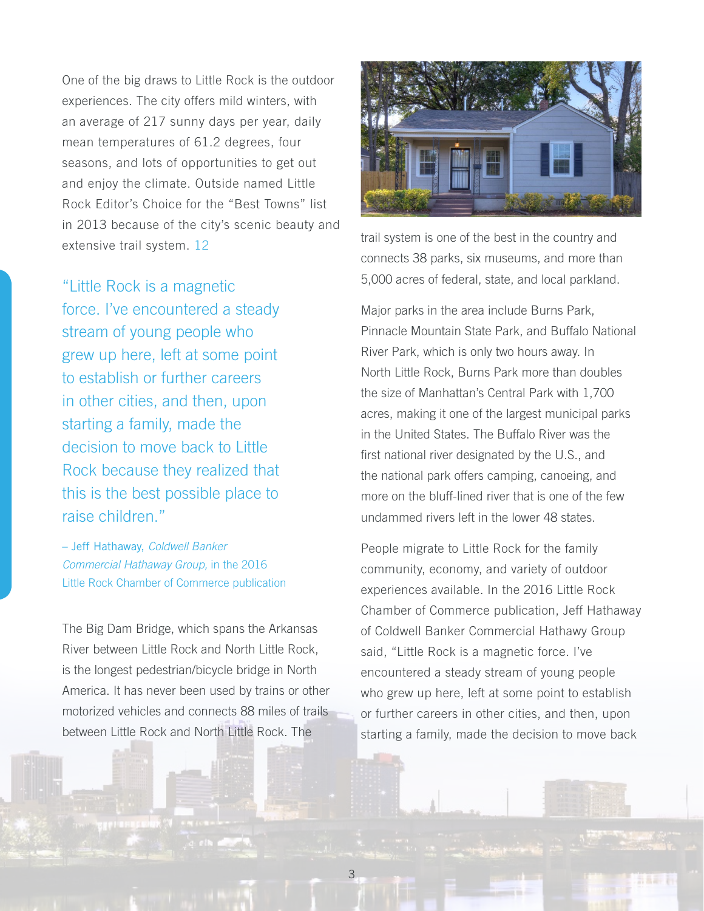One of the big draws to Little Rock is the outdoor experiences. The city offers mild winters, with an average of 217 sunny days per year, daily mean temperatures of 61.2 degrees, four seasons, and lots of opportunities to get out and enjoy the climate. Outside named Little Rock Editor's Choice for the "Best Towns" list in 2013 because of the city's scenic beauty and extensive trail system. 12

> "Little Rock is a magnetic force. I've encountered a steady stream of young people who grew up here, left at some point to establish or further careers in other cities, and then, upon starting a family, made the decision to move back to Little Rock because they realized that this is the best possible place to raise children."
>
> – Jeff Hathaway, *Coldwell Banker Commercial Hathaway Group,* in the 2016 Little Rock Chamber of Commerce publication

The Big Dam Bridge, which spans the Arkansas River between Little Rock and North Little Rock, is the longest pedestrian/bicycle bridge in North America. It has never been used by trains or other motorized vehicles and connects 88 miles of trails between Little Rock and North Little Rock. The trail system is one of the best in the country and connects 38 parks, six museums, and more than 5,000 acres of federal, state, and local parkland.

Major parks in the area include Burns Park, Pinnacle Mountain State Park, and Buffalo National River Park, which is only two hours away. In North Little Rock, Burns Park more than doubles the size of Manhattan's Central Park with 1,700 acres, making it one of the largest municipal parks in the United States. The Buffalo River was the first national river designated by the U.S., and the national park offers camping, canoeing, and more on the bluff-lined river that is one of the few undammed rivers left in the lower 48 states.

People migrate to Little Rock for the family community, economy, and variety of outdoor experiences available. In the 2016 Little Rock Chamber of Commerce publication, Jeff Hathaway of Coldwell Banker Commercial Hathawy Group said, "Little Rock is a magnetic force. I've encountered a steady stream of young people who grew up here, left at some point to establish or further careers in other cities, and then, upon starting a family, made the decision to move back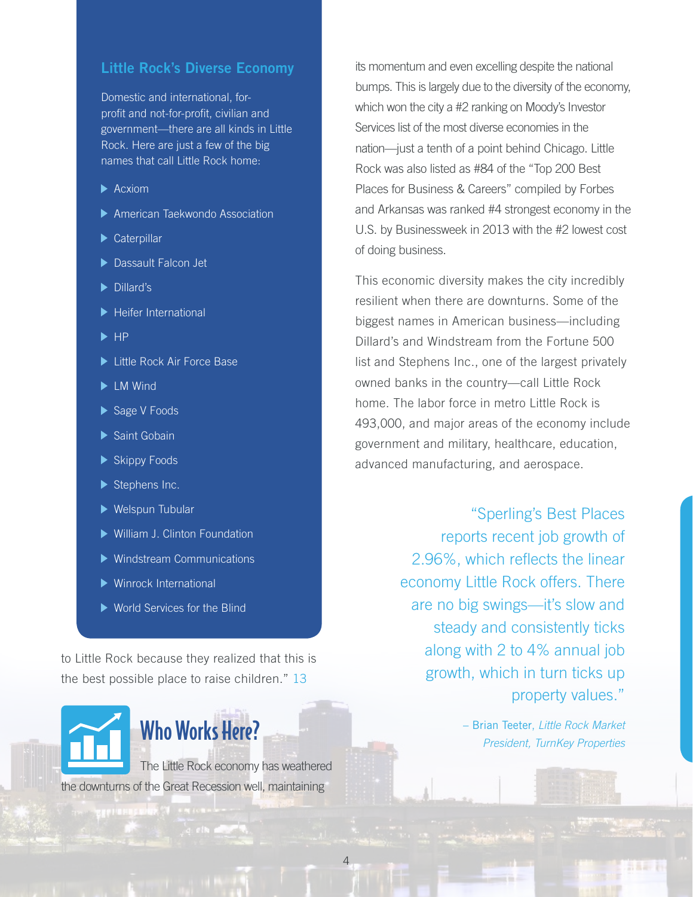## Little Rock's Diverse Economy

Domestic and international, for-profit and not-for-profit, civilian and government—there are all kinds in Little Rock. Here are just a few of the big names that call Little Rock home:

- Acxiom
- American Taekwondo Association
- Caterpillar
- Dassault Falcon Jet
- Dillard's
- Heifer International
- HP
- Little Rock Air Force Base
- LM Wind
- Sage V Foods
- Saint Gobain
- Skippy Foods
- Stephens Inc.
- Welspun Tubular
- William J. Clinton Foundation
- Windstream Communications
- Winrock International
- World Services for the Blind

to Little Rock because they realized that this is the best possible place to raise children." 13

## Who Works Here?

The Little Rock economy has weathered the downturns of the Great Recession well, maintaining its momentum and even excelling despite the national bumps. This is largely due to the diversity of the economy, which won the city a #2 ranking on Moody's Investor Services list of the most diverse economies in the nation—just a tenth of a point behind Chicago. Little Rock was also listed as #84 of the "Top 200 Best Places for Business & Careers" compiled by Forbes and Arkansas was ranked #4 strongest economy in the U.S. by Businessweek in 2013 with the #2 lowest cost of doing business.

This economic diversity makes the city incredibly resilient when there are downturns. Some of the biggest names in American business—including Dillard's and Windstream from the Fortune 500 list and Stephens Inc., one of the largest privately owned banks in the country—call Little Rock home. The labor force in metro Little Rock is 493,000, and major areas of the economy include government and military, healthcare, education, advanced manufacturing, and aerospace.

> "Sperling's Best Places reports recent job growth of 2.96%, which reflects the linear economy Little Rock offers. There are no big swings—it's slow and steady and consistently ticks along with 2 to 4% annual job growth, which in turn ticks up property values."
>
> – Brian Teeter, *Little Rock Market President, TurnKey Properties*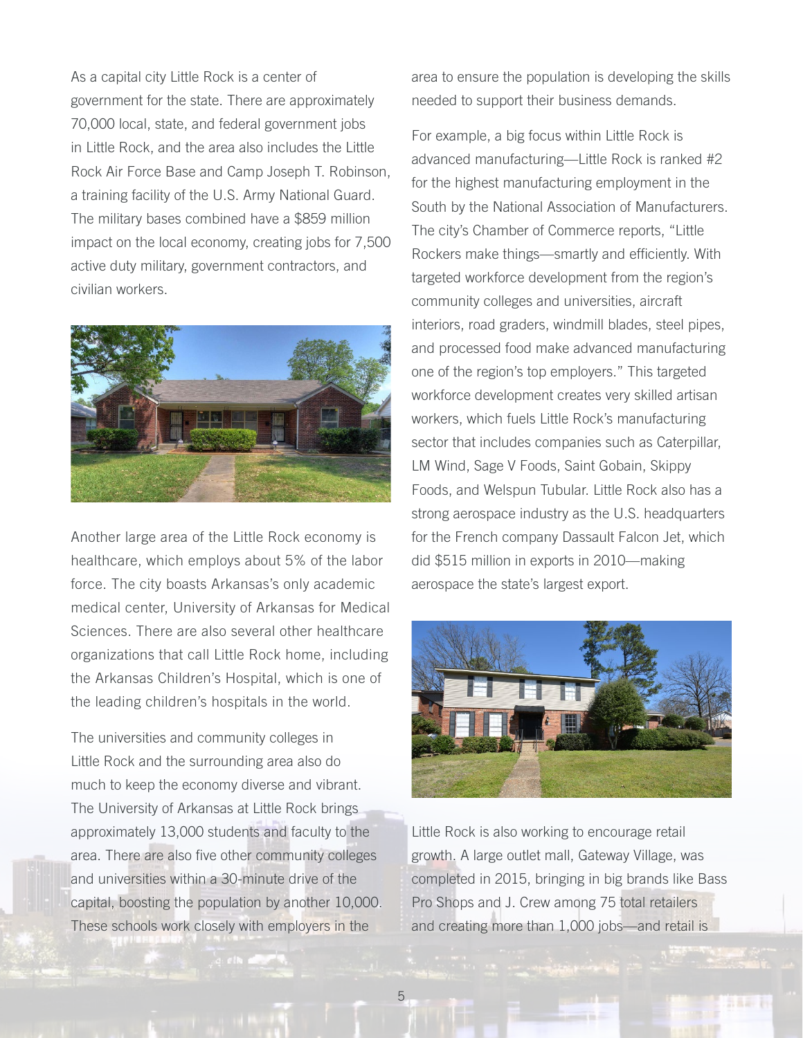As a capital city Little Rock is a center of government for the state. There are approximately 70,000 local, state, and federal government jobs in Little Rock, and the area also includes the Little Rock Air Force Base and Camp Joseph T. Robinson, a training facility of the U.S. Army National Guard. The military bases combined have a $859 million impact on the local economy, creating jobs for 7,500 active duty military, government contractors, and civilian workers.

Another large area of the Little Rock economy is healthcare, which employs about 5% of the labor force. The city boasts Arkansas's only academic medical center, University of Arkansas for Medical Sciences. There are also several other healthcare organizations that call Little Rock home, including the Arkansas Children's Hospital, which is one of the leading children's hospitals in the world.

The universities and community colleges in Little Rock and the surrounding area also do much to keep the economy diverse and vibrant. The University of Arkansas at Little Rock brings approximately 13,000 students and faculty to the area. There are also five other community colleges and universities within a 30-minute drive of the capital, boosting the population by another 10,000. These schools work closely with employers in the area to ensure the population is developing the skills needed to support their business demands.

For example, a big focus within Little Rock is advanced manufacturing—Little Rock is ranked #2 for the highest manufacturing employment in the South by the National Association of Manufacturers. The city's Chamber of Commerce reports, "Little Rockers make things—smartly and efficiently. With targeted workforce development from the region's community colleges and universities, aircraft interiors, road graders, windmill blades, steel pipes, and processed food make advanced manufacturing one of the region's top employers." This targeted workforce development creates very skilled artisan workers, which fuels Little Rock's manufacturing sector that includes companies such as Caterpillar, LM Wind, Sage V Foods, Saint Gobain, Skippy Foods, and Welspun Tubular. Little Rock also has a strong aerospace industry as the U.S. headquarters for the French company Dassault Falcon Jet, which did $515 million in exports in 2010—making aerospace the state's largest export.

Little Rock is also working to encourage retail growth. A large outlet mall, Gateway Village, was completed in 2015, bringing in big brands like Bass Pro Shops and J. Crew among 75 total retailers and creating more than 1,000 jobs—and retail is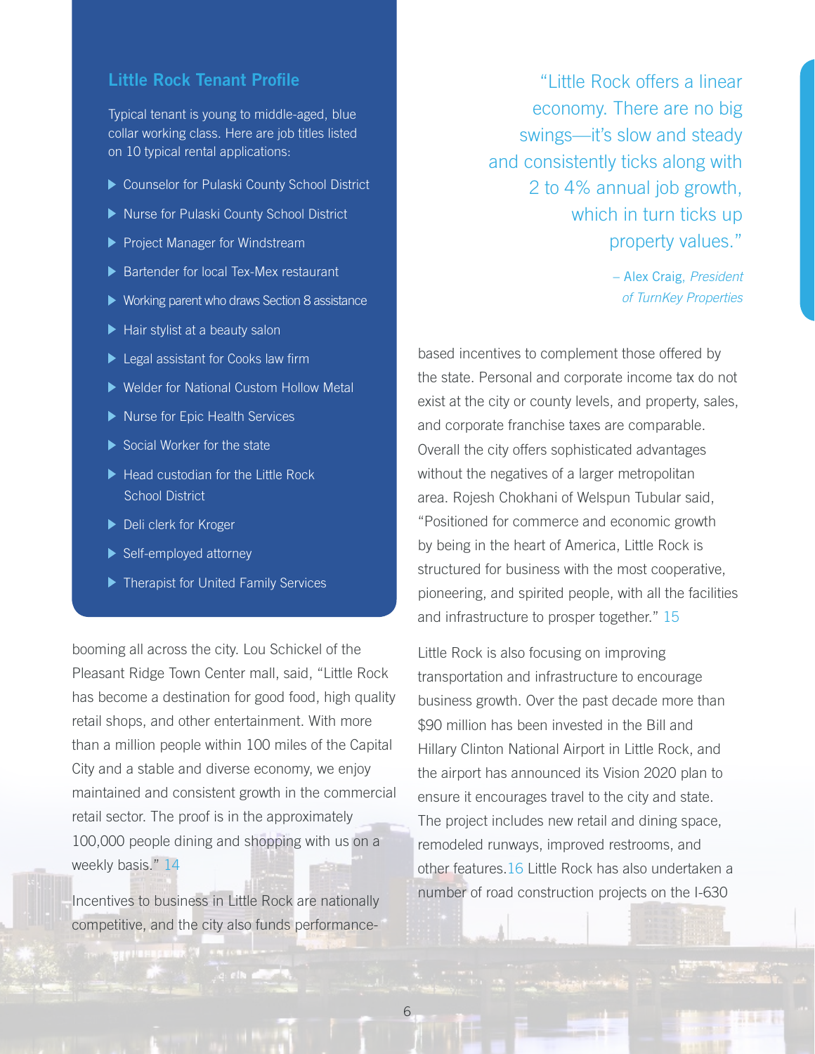## Little Rock Tenant Profile

Typical tenant is young to middle-aged, blue collar working class. Here are job titles listed on 10 typical rental applications:

- Counselor for Pulaski County School District
- Nurse for Pulaski County School District
- Project Manager for Windstream
- Bartender for local Tex-Mex restaurant
- Working parent who draws Section 8 assistance
- Hair stylist at a beauty salon
- Legal assistant for Cooks law firm
- Welder for National Custom Hollow Metal
- Nurse for Epic Health Services
- Social Worker for the state
- Head custodian for the Little Rock School District
- Deli clerk for Kroger
- Self-employed attorney
- Therapist for United Family Services

booming all across the city. Lou Schickel of the Pleasant Ridge Town Center mall, said, "Little Rock has become a destination for good food, high quality retail shops, and other entertainment. With more than a million people within 100 miles of the Capital City and a stable and diverse economy, we enjoy maintained and consistent growth in the commercial retail sector. The proof is in the approximately 100,000 people dining and shopping with us on a weekly basis." 14

Incentives to business in Little Rock are nationally competitive, and the city also funds performance-based incentives to complement those offered by the state. Personal and corporate income tax do not exist at the city or county levels, and property, sales, and corporate franchise taxes are comparable. Overall the city offers sophisticated advantages without the negatives of a larger metropolitan area. Rojesh Chokhani of Welspun Tubular said, "Positioned for commerce and economic growth by being in the heart of America, Little Rock is structured for business with the most cooperative, pioneering, and spirited people, with all the facilities and infrastructure to prosper together." 15

> "Little Rock offers a linear economy. There are no big swings—it's slow and steady and consistently ticks along with 2 to 4% annual job growth, which in turn ticks up property values."
>
> – Alex Craig, *President of TurnKey Properties*

Little Rock is also focusing on improving transportation and infrastructure to encourage business growth. Over the past decade more than $90 million has been invested in the Bill and Hillary Clinton National Airport in Little Rock, and the airport has announced its Vision 2020 plan to ensure it encourages travel to the city and state. The project includes new retail and dining space, remodeled runways, improved restrooms, and other features.16 Little Rock has also undertaken a number of road construction projects on the I-630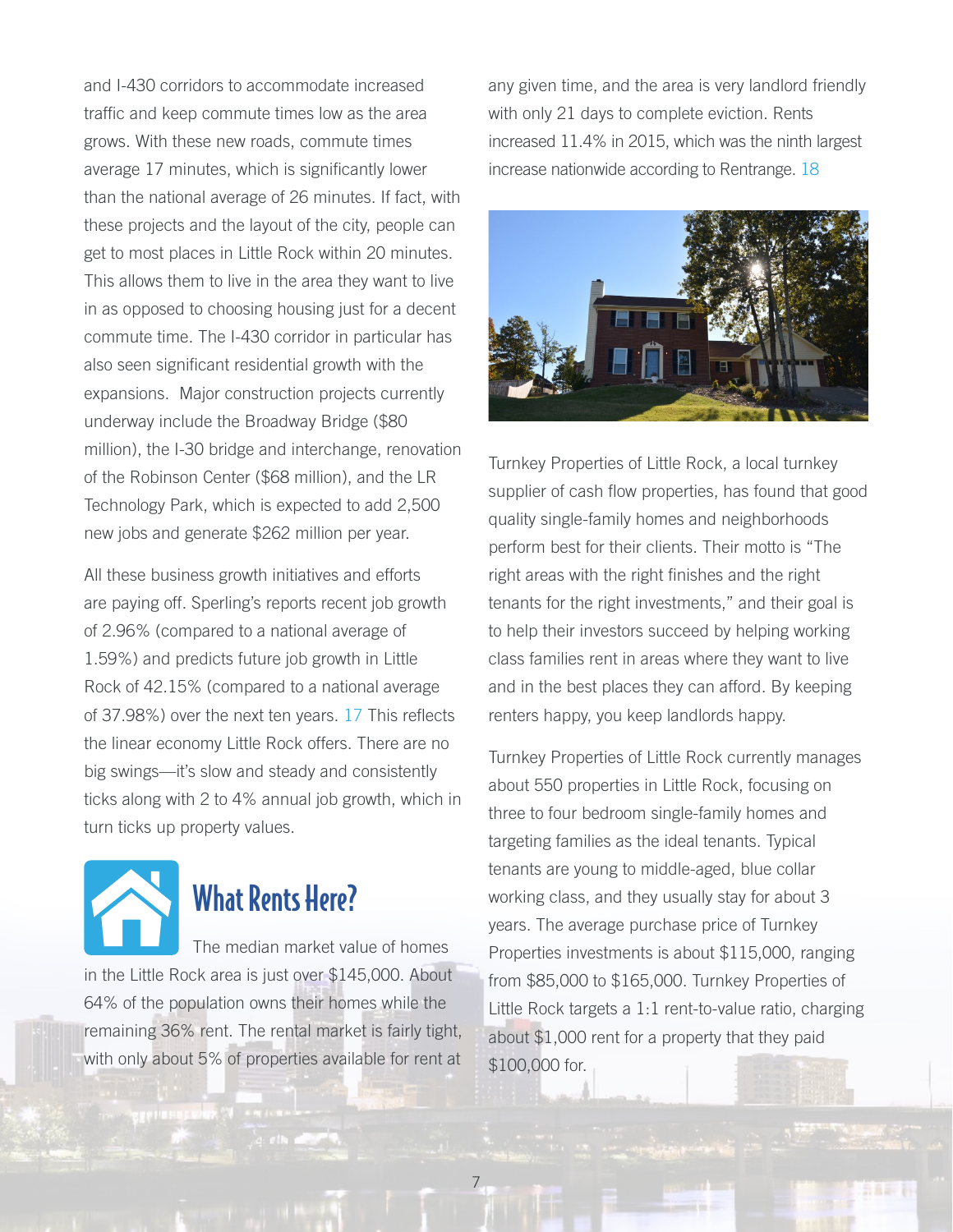and I-430 corridors to accommodate increased traffic and keep commute times low as the area grows. With these new roads, commute times average 17 minutes, which is significantly lower than the national average of 26 minutes. If fact, with these projects and the layout of the city, people can get to most places in Little Rock within 20 minutes. This allows them to live in the area they want to live in as opposed to choosing housing just for a decent commute time. The I-430 corridor in particular has also seen significant residential growth with the expansions. Major construction projects currently underway include the Broadway Bridge ($80 million), the I-30 bridge and interchange, renovation of the Robinson Center ($68 million), and the LR Technology Park, which is expected to add 2,500 new jobs and generate $262 million per year.

All these business growth initiatives and efforts are paying off. Sperling's reports recent job growth of 2.96% (compared to a national average of 1.59%) and predicts future job growth in Little Rock of 42.15% (compared to a national average of 37.98%) over the next ten years. 17 This reflects the linear economy Little Rock offers. There are no big swings—it's slow and steady and consistently ticks along with 2 to 4% annual job growth, which in turn ticks up property values.

## What Rents Here?

The median market value of homes in the Little Rock area is just over $145,000. About 64% of the population owns their homes while the remaining 36% rent. The rental market is fairly tight, with only about 5% of properties available for rent at any given time, and the area is very landlord friendly with only 21 days to complete eviction. Rents increased 11.4% in 2015, which was the ninth largest increase nationwide according to Rentrange. 18

Turnkey Properties of Little Rock, a local turnkey supplier of cash flow properties, has found that good quality single-family homes and neighborhoods perform best for their clients. Their motto is "The right areas with the right finishes and the right tenants for the right investments," and their goal is to help their investors succeed by helping working class families rent in areas where they want to live and in the best places they can afford. By keeping renters happy, you keep landlords happy.

Turnkey Properties of Little Rock currently manages about 550 properties in Little Rock, focusing on three to four bedroom single-family homes and targeting families as the ideal tenants. Typical tenants are young to middle-aged, blue collar working class, and they usually stay for about 3 years. The average purchase price of Turnkey Properties investments is about $115,000, ranging from $85,000 to $165,000. Turnkey Properties of Little Rock targets a 1:1 rent-to-value ratio, charging about $1,000 rent for a property that they paid $100,000 for.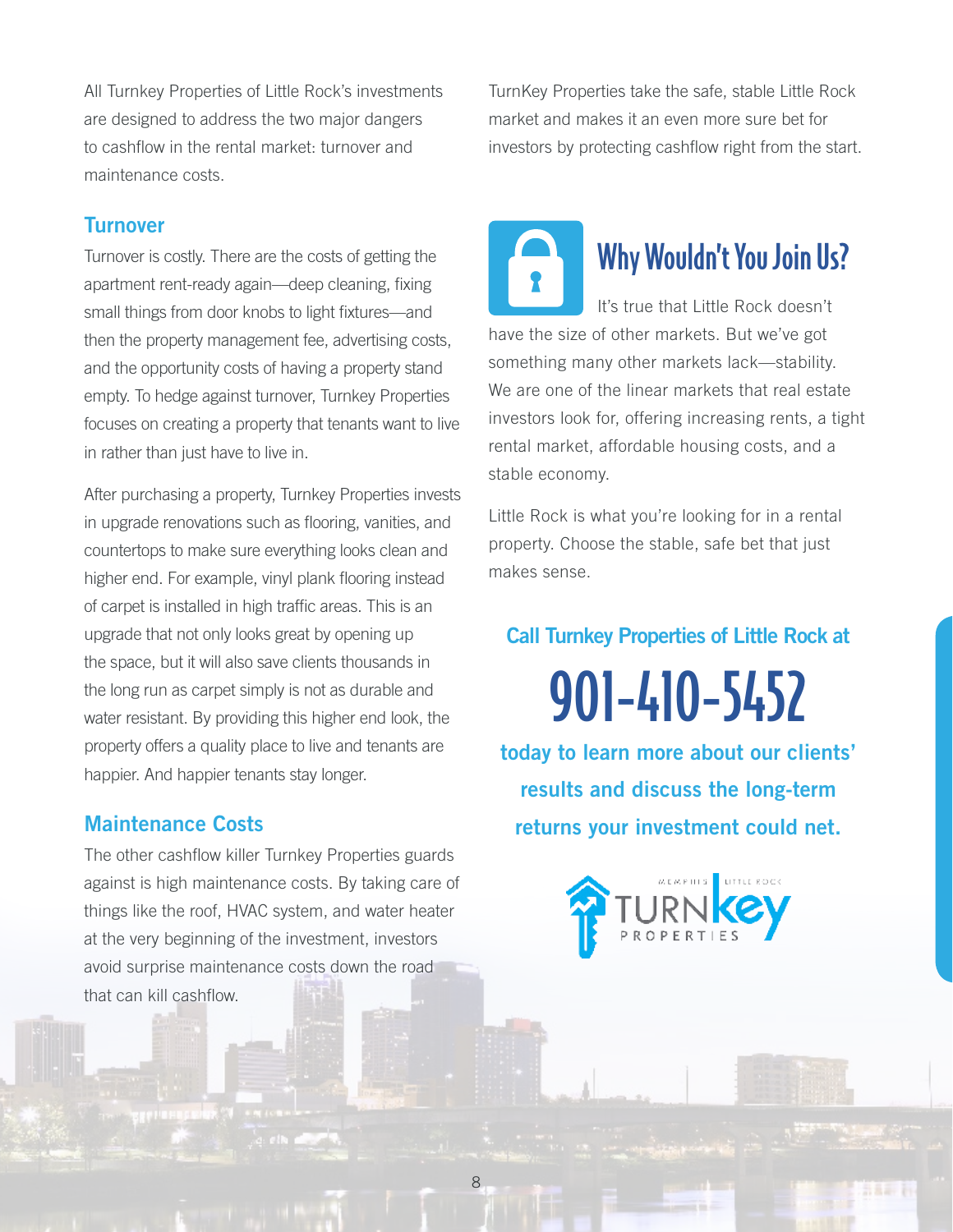All Turnkey Properties of Little Rock's investments are designed to address the two major dangers to cashflow in the rental market: turnover and maintenance costs.

### Turnover

Turnover is costly. There are the costs of getting the apartment rent-ready again—deep cleaning, fixing small things from door knobs to light fixtures—and then the property management fee, advertising costs, and the opportunity costs of having a property stand empty. To hedge against turnover, Turnkey Properties focuses on creating a property that tenants want to live in rather than just have to live in.

After purchasing a property, Turnkey Properties invests in upgrade renovations such as flooring, vanities, and countertops to make sure everything looks clean and higher end. For example, vinyl plank flooring instead of carpet is installed in high traffic areas. This is an upgrade that not only looks great by opening up the space, but it will also save clients thousands in the long run as carpet simply is not as durable and water resistant. By providing this higher end look, the property offers a quality place to live and tenants are happier. And happier tenants stay longer.

### Maintenance Costs

The other cashflow killer Turnkey Properties guards against is high maintenance costs. By taking care of things like the roof, HVAC system, and water heater at the very beginning of the investment, investors avoid surprise maintenance costs down the road that can kill cashflow.

TurnKey Properties take the safe, stable Little Rock market and makes it an even more sure bet for investors by protecting cashflow right from the start.

## Why Wouldn't You Join Us?

It's true that Little Rock doesn't have the size of other markets. But we've got something many other markets lack—stability. We are one of the linear markets that real estate investors look for, offering increasing rents, a tight rental market, affordable housing costs, and a stable economy.

Little Rock is what you're looking for in a rental property. Choose the stable, safe bet that just makes sense.

**Call Turnkey Properties of Little Rock at**

# 901-410-5452

**today to learn more about our clients' results and discuss the long-term returns your investment could net.**

MEMPHIS | LITTLE ROCK TURNKEY PROPERTIES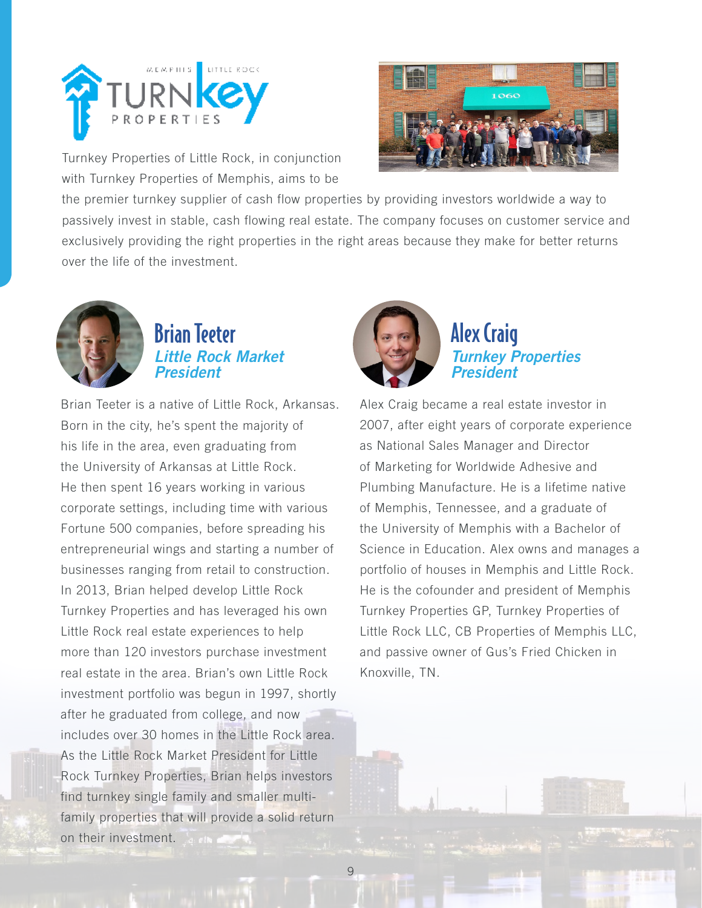Turnkey Properties of Little Rock, in conjunction with Turnkey Properties of Memphis, aims to be the premier turnkey supplier of cash flow properties by providing investors worldwide a way to passively invest in stable, cash flowing real estate. The company focuses on customer service and exclusively providing the right properties in the right areas because they make for better returns over the life of the investment.

## Brian Teeter

### *Little Rock Market President*

Brian Teeter is a native of Little Rock, Arkansas. Born in the city, he's spent the majority of his life in the area, even graduating from the University of Arkansas at Little Rock. He then spent 16 years working in various corporate settings, including time with various Fortune 500 companies, before spreading his entrepreneurial wings and starting a number of businesses ranging from retail to construction. In 2013, Brian helped develop Little Rock Turnkey Properties and has leveraged his own Little Rock real estate experiences to help more than 120 investors purchase investment real estate in the area. Brian's own Little Rock investment portfolio was begun in 1997, shortly after he graduated from college, and now includes over 30 homes in the Little Rock area. As the Little Rock Market President for Little Rock Turnkey Properties, Brian helps investors find turnkey single family and smaller multi-family properties that will provide a solid return on their investment.

## Alex Craig

### *Turnkey Properties President*

Alex Craig became a real estate investor in 2007, after eight years of corporate experience as National Sales Manager and Director of Marketing for Worldwide Adhesive and Plumbing Manufacture. He is a lifetime native of Memphis, Tennessee, and a graduate of the University of Memphis with a Bachelor of Science in Education. Alex owns and manages a portfolio of houses in Memphis and Little Rock. He is the cofounder and president of Memphis Turnkey Properties GP, Turnkey Properties of Little Rock LLC, CB Properties of Memphis LLC, and passive owner of Gus's Fried Chicken in Knoxville, TN.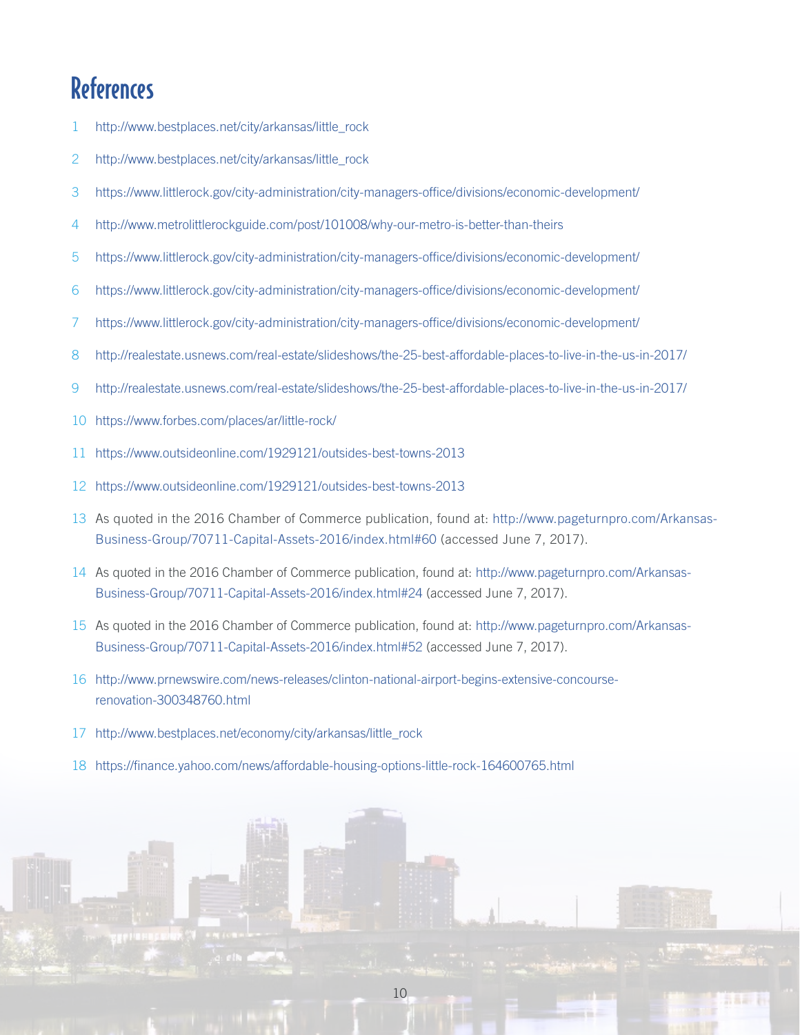# References

1. http://www.bestplaces.net/city/arkansas/little_rock
2. http://www.bestplaces.net/city/arkansas/little_rock
3. https://www.littlerock.gov/city-administration/city-managers-office/divisions/economic-development/
4. http://www.metrolittlerockguide.com/post/101008/why-our-metro-is-better-than-theirs
5. https://www.littlerock.gov/city-administration/city-managers-office/divisions/economic-development/
6. https://www.littlerock.gov/city-administration/city-managers-office/divisions/economic-development/
7. https://www.littlerock.gov/city-administration/city-managers-office/divisions/economic-development/
8. http://realestate.usnews.com/real-estate/slideshows/the-25-best-affordable-places-to-live-in-the-us-in-2017/
9. http://realestate.usnews.com/real-estate/slideshows/the-25-best-affordable-places-to-live-in-the-us-in-2017/
10. https://www.forbes.com/places/ar/little-rock/
11. https://www.outsideonline.com/1929121/outsides-best-towns-2013
12. https://www.outsideonline.com/1929121/outsides-best-towns-2013
13. As quoted in the 2016 Chamber of Commerce publication, found at: http://www.pageturnpro.com/Arkansas-Business-Group/70711-Capital-Assets-2016/index.html#60 (accessed June 7, 2017).
14. As quoted in the 2016 Chamber of Commerce publication, found at: http://www.pageturnpro.com/Arkansas-Business-Group/70711-Capital-Assets-2016/index.html#24 (accessed June 7, 2017).
15. As quoted in the 2016 Chamber of Commerce publication, found at: http://www.pageturnpro.com/Arkansas-Business-Group/70711-Capital-Assets-2016/index.html#52 (accessed June 7, 2017).
16. http://www.prnewswire.com/news-releases/clinton-national-airport-begins-extensive-concourse-renovation-300348760.html
17. http://www.bestplaces.net/economy/city/arkansas/little_rock
18. https://finance.yahoo.com/news/affordable-housing-options-little-rock-164600765.html